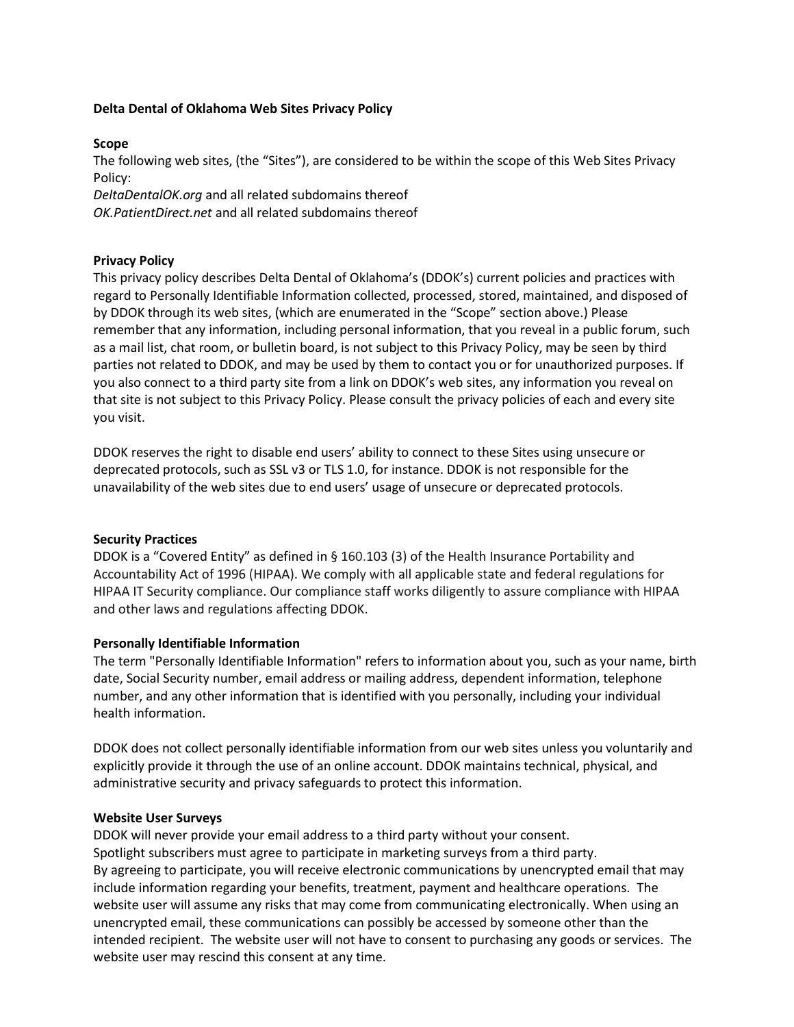**Delta Dental of Oklahoma Web Sites Privacy Policy**

**Scope**

The following web sites, (the "Sites"), are considered to be within the scope of this Web Sites Privacy Policy:

*DeltaDentalOK.org* and all related subdomains thereof

*OK.PatientDirect.net* and all related subdomains thereof

**Privacy Policy**

This privacy policy describes Delta Dental of Oklahoma's (DDOK's) current policies and practices with regard to Personally Identifiable Information collected, processed, stored, maintained, and disposed of by DDOK through its web sites, (which are enumerated in the "Scope" section above.) Please remember that any information, including personal information, that you reveal in a public forum, such as a mail list, chat room, or bulletin board, is not subject to this Privacy Policy, may be seen by third parties not related to DDOK, and may be used by them to contact you or for unauthorized purposes. If you also connect to a third party site from a link on DDOK's web sites, any information you reveal on that site is not subject to this Privacy Policy. Please consult the privacy policies of each and every site you visit.

DDOK reserves the right to disable end users' ability to connect to these Sites using unsecure or deprecated protocols, such as SSL v3 or TLS 1.0, for instance. DDOK is not responsible for the unavailability of the web sites due to end users' usage of unsecure or deprecated protocols.

**Security Practices**

DDOK is a "Covered Entity" as defined in § 160.103 (3) of the Health Insurance Portability and Accountability Act of 1996 (HIPAA). We comply with all applicable state and federal regulations for HIPAA IT Security compliance. Our compliance staff works diligently to assure compliance with HIPAA and other laws and regulations affecting DDOK.

**Personally Identifiable Information**

The term "Personally Identifiable Information" refers to information about you, such as your name, birth date, Social Security number, email address or mailing address, dependent information, telephone number, and any other information that is identified with you personally, including your individual health information.

DDOK does not collect personally identifiable information from our web sites unless you voluntarily and explicitly provide it through the use of an online account. DDOK maintains technical, physical, and administrative security and privacy safeguards to protect this information.

**Website User Surveys**

DDOK will never provide your email address to a third party without your consent.
Spotlight subscribers must agree to participate in marketing surveys from a third party.
By agreeing to participate, you will receive electronic communications by unencrypted email that may include information regarding your benefits, treatment, payment and healthcare operations. The website user will assume any risks that may come from communicating electronically. When using an unencrypted email, these communications can possibly be accessed by someone other than the intended recipient. The website user will not have to consent to purchasing any goods or services. The website user may rescind this consent at any time.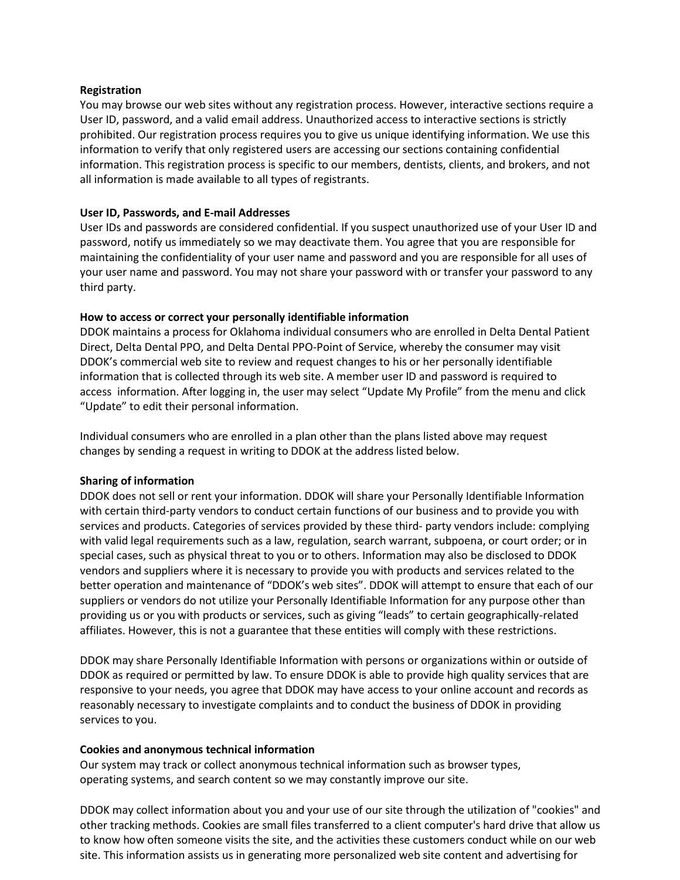**Registration**

You may browse our web sites without any registration process. However, interactive sections require a User ID, password, and a valid email address. Unauthorized access to interactive sections is strictly prohibited. Our registration process requires you to give us unique identifying information. We use this information to verify that only registered users are accessing our sections containing confidential information. This registration process is specific to our members, dentists, clients, and brokers, and not all information is made available to all types of registrants.

**User ID, Passwords, and E-mail Addresses**

User IDs and passwords are considered confidential. If you suspect unauthorized use of your User ID and password, notify us immediately so we may deactivate them. You agree that you are responsible for maintaining the confidentiality of your user name and password and you are responsible for all uses of your user name and password. You may not share your password with or transfer your password to any third party.

**How to access or correct your personally identifiable information**

DDOK maintains a process for Oklahoma individual consumers who are enrolled in Delta Dental Patient Direct, Delta Dental PPO, and Delta Dental PPO-Point of Service, whereby the consumer may visit DDOK's commercial web site to review and request changes to his or her personally identifiable information that is collected through its web site. A member user ID and password is required to access information. After logging in, the user may select "Update My Profile" from the menu and click "Update" to edit their personal information.

Individual consumers who are enrolled in a plan other than the plans listed above may request changes by sending a request in writing to DDOK at the address listed below.

**Sharing of information**

DDOK does not sell or rent your information. DDOK will share your Personally Identifiable Information with certain third-party vendors to conduct certain functions of our business and to provide you with services and products. Categories of services provided by these third- party vendors include: complying with valid legal requirements such as a law, regulation, search warrant, subpoena, or court order; or in special cases, such as physical threat to you or to others. Information may also be disclosed to DDOK vendors and suppliers where it is necessary to provide you with products and services related to the better operation and maintenance of "DDOK's web sites". DDOK will attempt to ensure that each of our suppliers or vendors do not utilize your Personally Identifiable Information for any purpose other than providing us or you with products or services, such as giving "leads" to certain geographically-related affiliates. However, this is not a guarantee that these entities will comply with these restrictions.

DDOK may share Personally Identifiable Information with persons or organizations within or outside of DDOK as required or permitted by law. To ensure DDOK is able to provide high quality services that are responsive to your needs, you agree that DDOK may have access to your online account and records as reasonably necessary to investigate complaints and to conduct the business of DDOK in providing services to you.

**Cookies and anonymous technical information**

Our system may track or collect anonymous technical information such as browser types, operating systems, and search content so we may constantly improve our site.

DDOK may collect information about you and your use of our site through the utilization of "cookies" and other tracking methods. Cookies are small files transferred to a client computer's hard drive that allow us to know how often someone visits the site, and the activities these customers conduct while on our web site. This information assists us in generating more personalized web site content and advertising for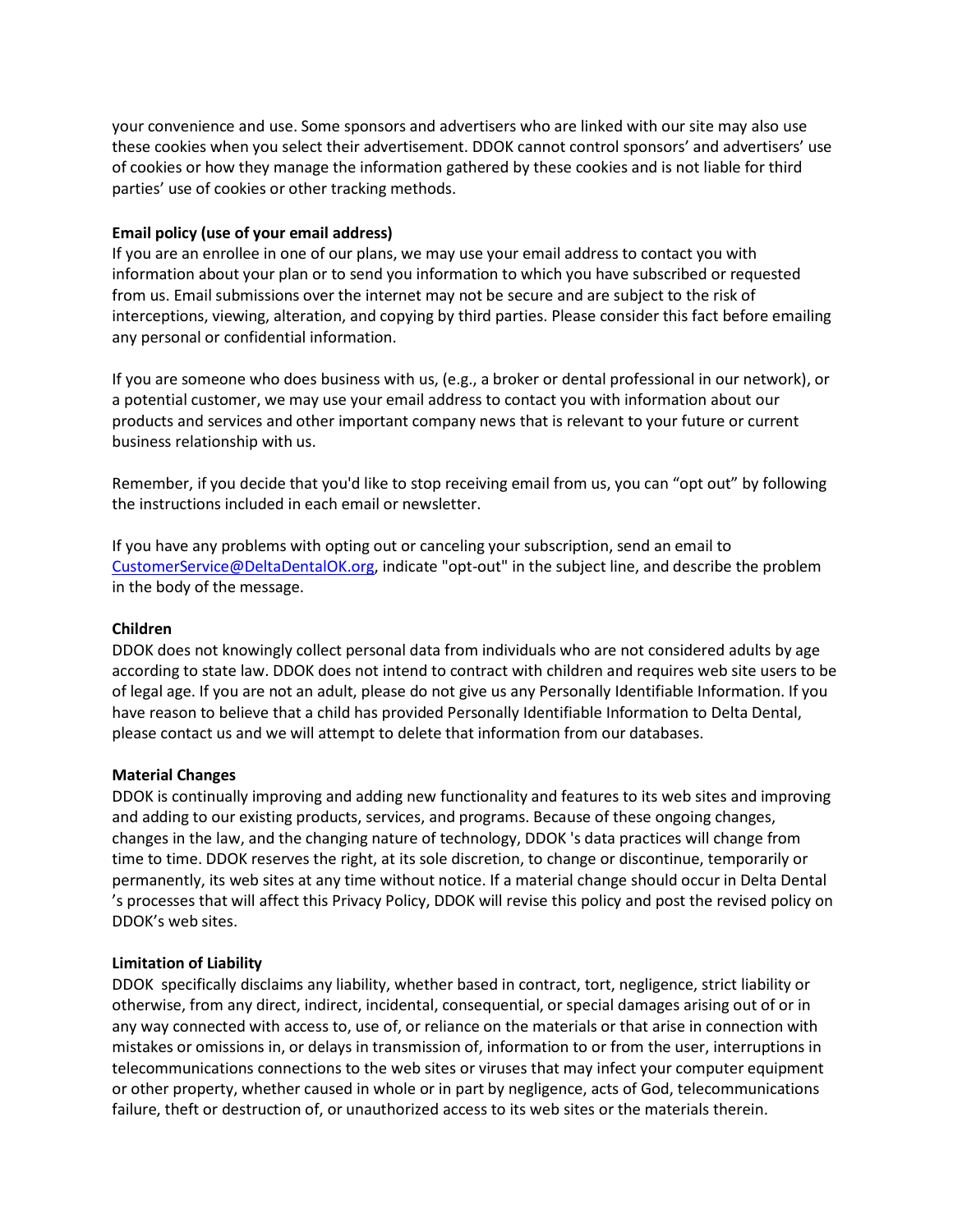your convenience and use. Some sponsors and advertisers who are linked with our site may also use these cookies when you select their advertisement. DDOK cannot control sponsors' and advertisers' use of cookies or how they manage the information gathered by these cookies and is not liable for third parties' use of cookies or other tracking methods.

**Email policy (use of your email address)**
If you are an enrollee in one of our plans, we may use your email address to contact you with information about your plan or to send you information to which you have subscribed or requested from us. Email submissions over the internet may not be secure and are subject to the risk of interceptions, viewing, alteration, and copying by third parties. Please consider this fact before emailing any personal or confidential information.

If you are someone who does business with us, (e.g., a broker or dental professional in our network), or a potential customer, we may use your email address to contact you with information about our products and services and other important company news that is relevant to your future or current business relationship with us.

Remember, if you decide that you'd like to stop receiving email from us, you can "opt out" by following the instructions included in each email or newsletter.

If you have any problems with opting out or canceling your subscription, send an email to [CustomerService@DeltaDentalOK.org](mailto:CustomerService@DeltaDentalOK.org), indicate "opt-out" in the subject line, and describe the problem in the body of the message.

**Children**
DDOK does not knowingly collect personal data from individuals who are not considered adults by age according to state law. DDOK does not intend to contract with children and requires web site users to be of legal age. If you are not an adult, please do not give us any Personally Identifiable Information. If you have reason to believe that a child has provided Personally Identifiable Information to Delta Dental, please contact us and we will attempt to delete that information from our databases.

**Material Changes**
DDOK is continually improving and adding new functionality and features to its web sites and improving and adding to our existing products, services, and programs. Because of these ongoing changes, changes in the law, and the changing nature of technology, DDOK 's data practices will change from time to time. DDOK reserves the right, at its sole discretion, to change or discontinue, temporarily or permanently, its web sites at any time without notice. If a material change should occur in Delta Dental 's processes that will affect this Privacy Policy, DDOK will revise this policy and post the revised policy on DDOK's web sites.

**Limitation of Liability**
DDOK specifically disclaims any liability, whether based in contract, tort, negligence, strict liability or otherwise, from any direct, indirect, incidental, consequential, or special damages arising out of or in any way connected with access to, use of, or reliance on the materials or that arise in connection with mistakes or omissions in, or delays in transmission of, information to or from the user, interruptions in telecommunications connections to the web sites or viruses that may infect your computer equipment or other property, whether caused in whole or in part by negligence, acts of God, telecommunications failure, theft or destruction of, or unauthorized access to its web sites or the materials therein.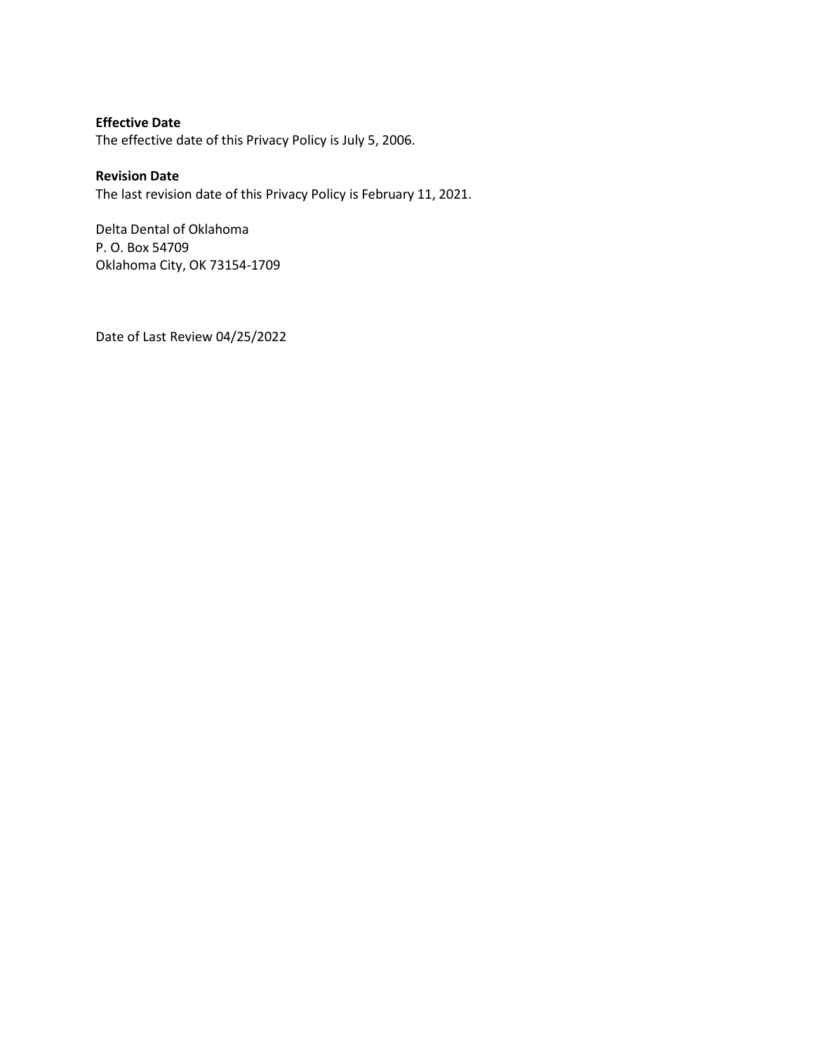**Effective Date**
The effective date of this Privacy Policy is July 5, 2006.

**Revision Date**
The last revision date of this Privacy Policy is February 11, 2021.

Delta Dental of Oklahoma
P. O. Box 54709
Oklahoma City, OK 73154-1709

Date of Last Review 04/25/2022